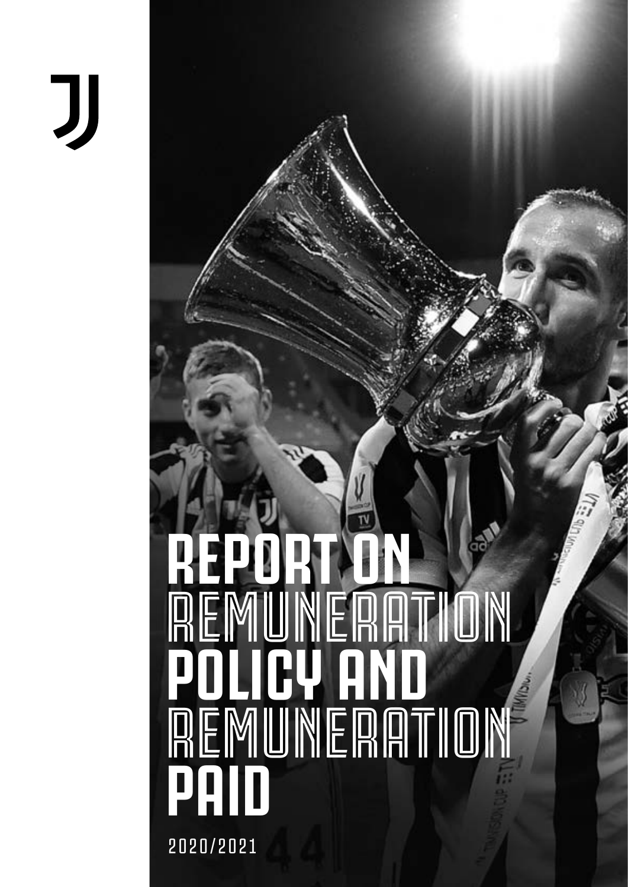# REPORT ON REMUNERATION POLICY AND REMUNERATION PAID

2020/2021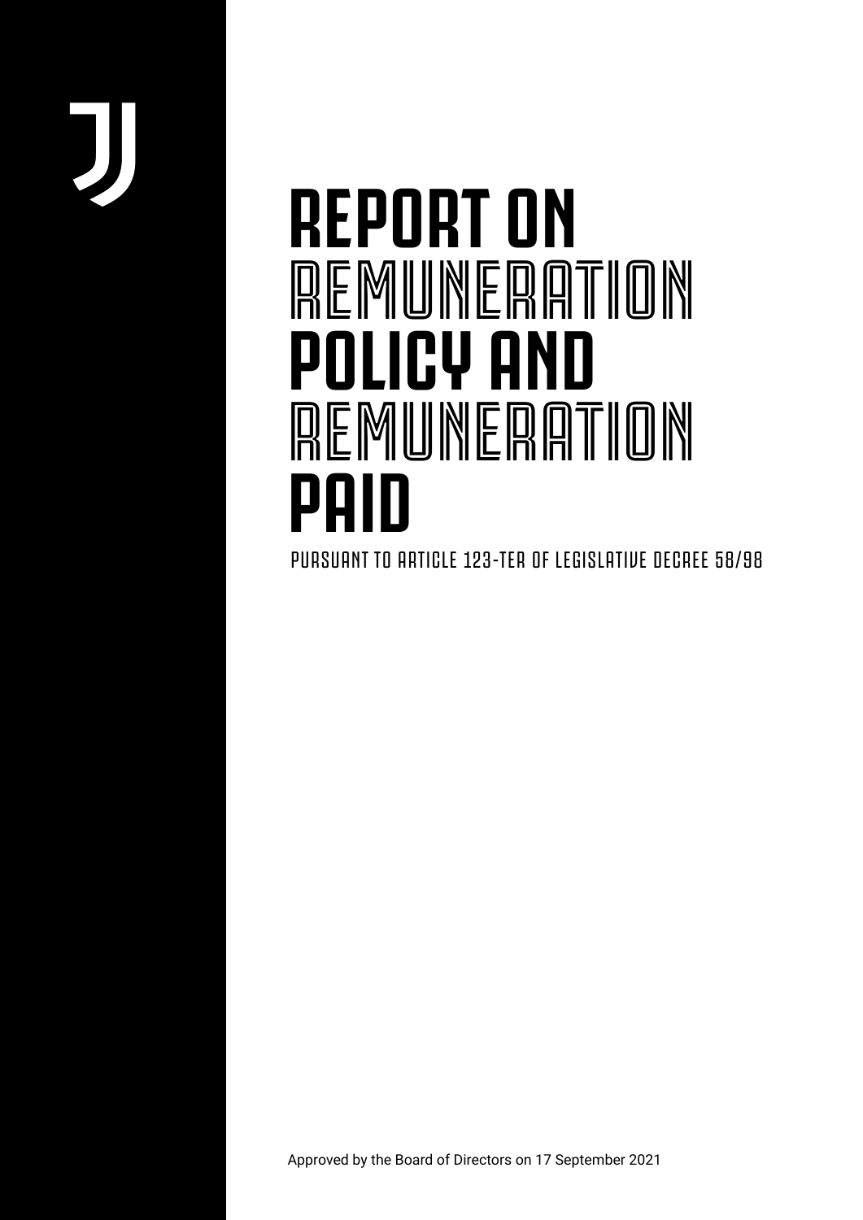# REPORT ON REMUNERATION POLICY AND REMUNERATION PAID

PURSUANT TO ARTICLE 123-TER OF LEGISLATIVE DECREE 58/98

Approved by the Board of Directors on 17 September 2021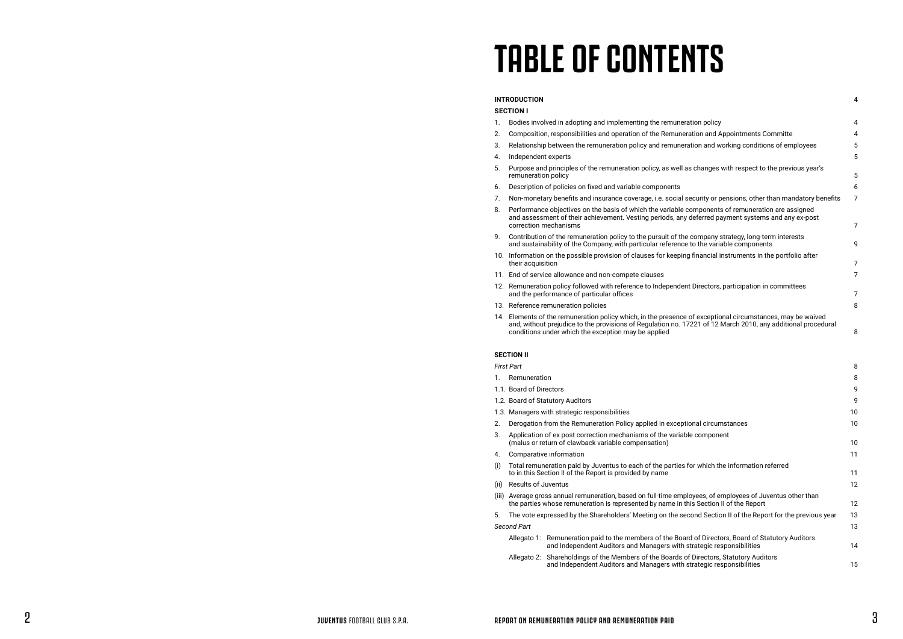# TABLE OF CONTENTS

| | | |
|---|---|---|
| **INTRODUCTION** | | **4** |
| **SECTION I** | | |
| 1. | Bodies involved in adopting and implementing the remuneration policy | 4 |
| 2. | Composition, responsibilities and operation of the Remuneration and Appointments Committe | 4 |
| 3. | Relationship between the remuneration policy and remuneration and working conditions of employees | 5 |
| 4. | Independent experts | 5 |
| 5. | Purpose and principles of the remuneration policy, as well as changes with respect to the previous year's remuneration policy | 5 |
| 6. | Description of policies on fixed and variable components | 6 |
| 7. | Non-monetary benefits and insurance coverage, i.e. social security or pensions, other than mandatory benefits | 7 |
| 8. | Performance objectives on the basis of which the variable components of remuneration are assigned and assessment of their achievement. Vesting periods, any deferred payment systems and any ex-post correction mechanisms | 7 |
| 9. | Contribution of the remuneration policy to the pursuit of the company strategy, long-term interests and sustainability of the Company, with particular reference to the variable components | 9 |
| 10. | Information on the possible provision of clauses for keeping financial instruments in the portfolio after their acquisition | 7 |
| 11. | End of service allowance and non-compete clauses | 7 |
| 12. | Remuneration policy followed with reference to Independent Directors, participation in committees and the performance of particular offices | 7 |
| 13. | Reference remuneration policies | 8 |
| 14. | Elements of the remuneration policy which, in the presence of exceptional circumstances, may be waived and, without prejudice to the provisions of Regulation no. 17221 of 12 March 2010, any additional procedural conditions under which the exception may be applied | 8 |
| **SECTION II** | | |
| *First Part* | | 8 |
| 1. | Remuneration | 8 |
| 1.1. | Board of Directors | 9 |
| 1.2. | Board of Statutory Auditors | 9 |
| 1.3. | Managers with strategic responsibilities | 10 |
| 2. | Derogation from the Remuneration Policy applied in exceptional circumstances | 10 |
| 3. | Application of ex post correction mechanisms of the variable component (malus or return of clawback variable compensation) | 10 |
| 4. | Comparative information | 11 |
| (i) | Total remuneration paid by Juventus to each of the parties for which the information referred to in this Section II of the Report is provided by name | 11 |
| (ii) | Results of Juventus | 12 |
| (iii) | Average gross annual remuneration, based on full-time employees, of employees of Juventus other than the parties whose remuneration is represented by name in this Section II of the Report | 12 |
| 5. | The vote expressed by the Shareholders' Meeting on the second Section II of the Report for the previous year | 13 |
| *Second Part* | | 13 |
| Allegato 1: | Remuneration paid to the members of the Board of Directors, Board of Statutory Auditors and Independent Auditors and Managers with strategic responsibilities | 14 |
| Allegato 2: | Shareholdings of the Members of the Boards of Directors, Statutory Auditors and Independent Auditors and Managers with strategic responsibilities | 15 |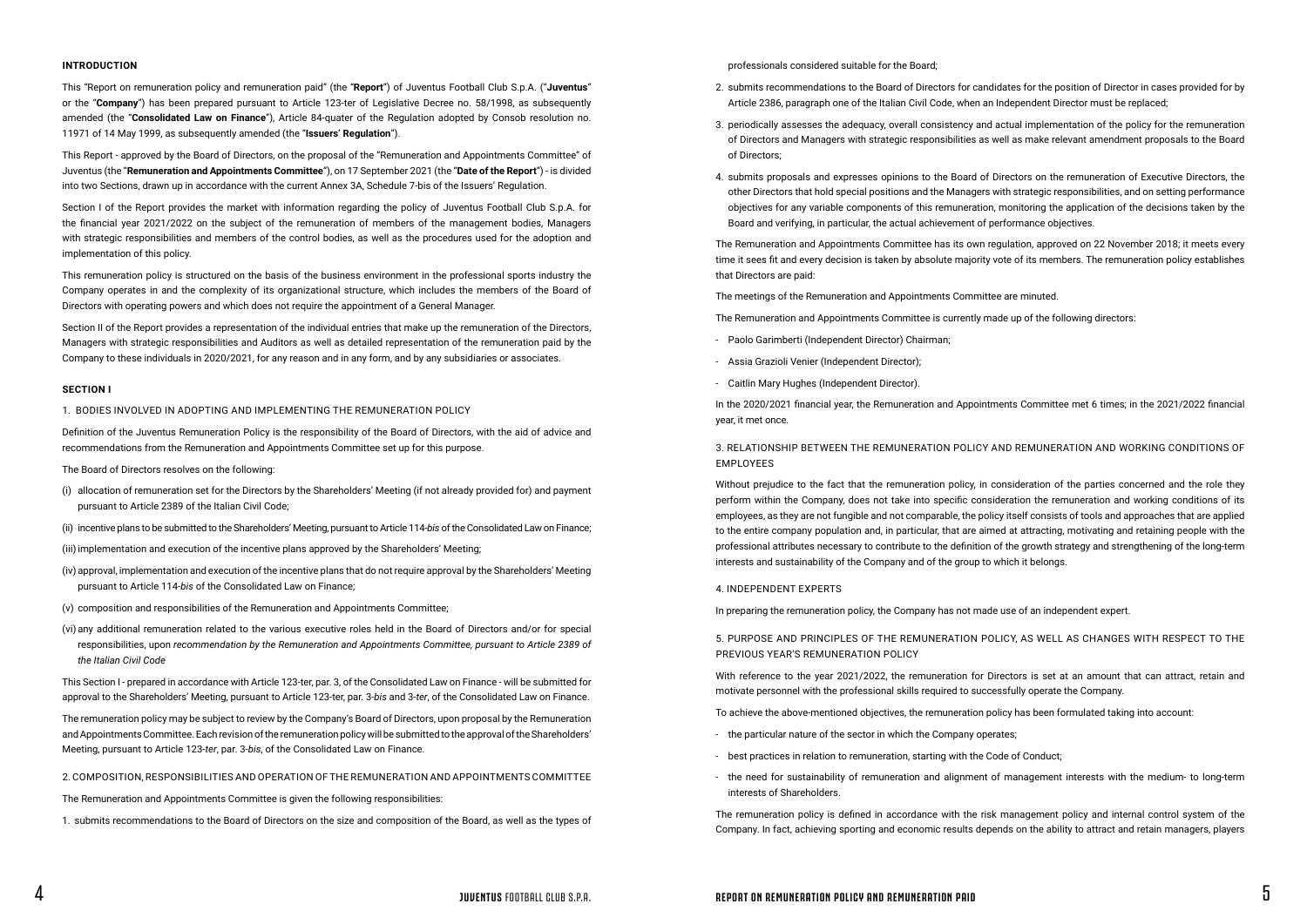**INTRODUCTION**

This "Report on remuneration policy and remuneration paid" (the "**Report**") of Juventus Football Club S.p.A. ("**Juventus**" or the "**Company**") has been prepared pursuant to Article 123-ter of Legislative Decree no. 58/1998, as subsequently amended (the "**Consolidated Law on Finance**"), Article 84-quater of the Regulation adopted by Consob resolution no. 11971 of 14 May 1999, as subsequently amended (the "**Issuers' Regulation**").

This Report - approved by the Board of Directors, on the proposal of the "Remuneration and Appointments Committee" of Juventus (the "**Remuneration and Appointments Committee**"), on 17 September 2021 (the "**Date of the Report**") - is divided into two Sections, drawn up in accordance with the current Annex 3A, Schedule 7-bis of the Issuers' Regulation.

Section I of the Report provides the market with information regarding the policy of Juventus Football Club S.p.A. for the financial year 2021/2022 on the subject of the remuneration of members of the management bodies, Managers with strategic responsibilities and members of the control bodies, as well as the procedures used for the adoption and implementation of this policy.

This remuneration policy is structured on the basis of the business environment in the professional sports industry the Company operates in and the complexity of its organizational structure, which includes the members of the Board of Directors with operating powers and which does not require the appointment of a General Manager.

Section II of the Report provides a representation of the individual entries that make up the remuneration of the Directors, Managers with strategic responsibilities and Auditors as well as detailed representation of the remuneration paid by the Company to these individuals in 2020/2021, for any reason and in any form, and by any subsidiaries or associates.

**SECTION I**

1. BODIES INVOLVED IN ADOPTING AND IMPLEMENTING THE REMUNERATION POLICY

Definition of the Juventus Remuneration Policy is the responsibility of the Board of Directors, with the aid of advice and recommendations from the Remuneration and Appointments Committee set up for this purpose.

The Board of Directors resolves on the following:

(i) allocation of remuneration set for the Directors by the Shareholders' Meeting (if not already provided for) and payment pursuant to Article 2389 of the Italian Civil Code;

(ii) incentive plans to be submitted to the Shareholders' Meeting, pursuant to Article 114-*bis* of the Consolidated Law on Finance;

(iii) implementation and execution of the incentive plans approved by the Shareholders' Meeting;

(iv) approval, implementation and execution of the incentive plans that do not require approval by the Shareholders' Meeting pursuant to Article 114-*bis* of the Consolidated Law on Finance;

(v) composition and responsibilities of the Remuneration and Appointments Committee;

(vi) any additional remuneration related to the various executive roles held in the Board of Directors and/or for special responsibilities, upon *recommendation by the Remuneration and Appointments Committee, pursuant to Article 2389 of the Italian Civil Code*

This Section I - prepared in accordance with Article 123-ter, par. 3, of the Consolidated Law on Finance - will be submitted for approval to the Shareholders' Meeting, pursuant to Article 123-ter, par. 3-*bis* and 3-*ter*, of the Consolidated Law on Finance.

The remuneration policy may be subject to review by the Company's Board of Directors, upon proposal by the Remuneration and Appointments Committee. Each revision of the remuneration policy will be submitted to the approval of the Shareholders' Meeting, pursuant to Article 123-*ter*, par. 3-*bis*, of the Consolidated Law on Finance.

2. COMPOSITION, RESPONSIBILITIES AND OPERATION OF THE REMUNERATION AND APPOINTMENTS COMMITTEE

The Remuneration and Appointments Committee is given the following responsibilities:

1. submits recommendations to the Board of Directors on the size and composition of the Board, as well as the types of professionals considered suitable for the Board;
2. submits recommendations to the Board of Directors for candidates for the position of Director in cases provided for by Article 2386, paragraph one of the Italian Civil Code, when an Independent Director must be replaced;
3. periodically assesses the adequacy, overall consistency and actual implementation of the policy for the remuneration of Directors and Managers with strategic responsibilities as well as make relevant amendment proposals to the Board of Directors;
4. submits proposals and expresses opinions to the Board of Directors on the remuneration of Executive Directors, the other Directors that hold special positions and the Managers with strategic responsibilities, and on setting performance objectives for any variable components of this remuneration, monitoring the application of the decisions taken by the Board and verifying, in particular, the actual achievement of performance objectives.

The Remuneration and Appointments Committee has its own regulation, approved on 22 November 2018; it meets every time it sees fit and every decision is taken by absolute majority vote of its members. The remuneration policy establishes that Directors are paid:

The meetings of the Remuneration and Appointments Committee are minuted.

The Remuneration and Appointments Committee is currently made up of the following directors:

- Paolo Garimberti (Independent Director) Chairman;
- Assia Grazioli Venier (Independent Director);
- Caitlin Mary Hughes (Independent Director).

In the 2020/2021 financial year, the Remuneration and Appointments Committee met 6 times; in the 2021/2022 financial year, it met once.

3. RELATIONSHIP BETWEEN THE REMUNERATION POLICY AND REMUNERATION AND WORKING CONDITIONS OF EMPLOYEES

Without prejudice to the fact that the remuneration policy, in consideration of the parties concerned and the role they perform within the Company, does not take into specific consideration the remuneration and working conditions of its employees, as they are not fungible and not comparable, the policy itself consists of tools and approaches that are applied to the entire company population and, in particular, that are aimed at attracting, motivating and retaining people with the professional attributes necessary to contribute to the definition of the growth strategy and strengthening of the long-term interests and sustainability of the Company and of the group to which it belongs.

4. INDEPENDENT EXPERTS

In preparing the remuneration policy, the Company has not made use of an independent expert.

5. PURPOSE AND PRINCIPLES OF THE REMUNERATION POLICY, AS WELL AS CHANGES WITH RESPECT TO THE PREVIOUS YEAR'S REMUNERATION POLICY

With reference to the year 2021/2022, the remuneration for Directors is set at an amount that can attract, retain and motivate personnel with the professional skills required to successfully operate the Company.

To achieve the above-mentioned objectives, the remuneration policy has been formulated taking into account:

- the particular nature of the sector in which the Company operates;
- best practices in relation to remuneration, starting with the Code of Conduct;
- the need for sustainability of remuneration and alignment of management interests with the medium- to long-term interests of Shareholders.

The remuneration policy is defined in accordance with the risk management policy and internal control system of the Company. In fact, achieving sporting and economic results depends on the ability to attract and retain managers, players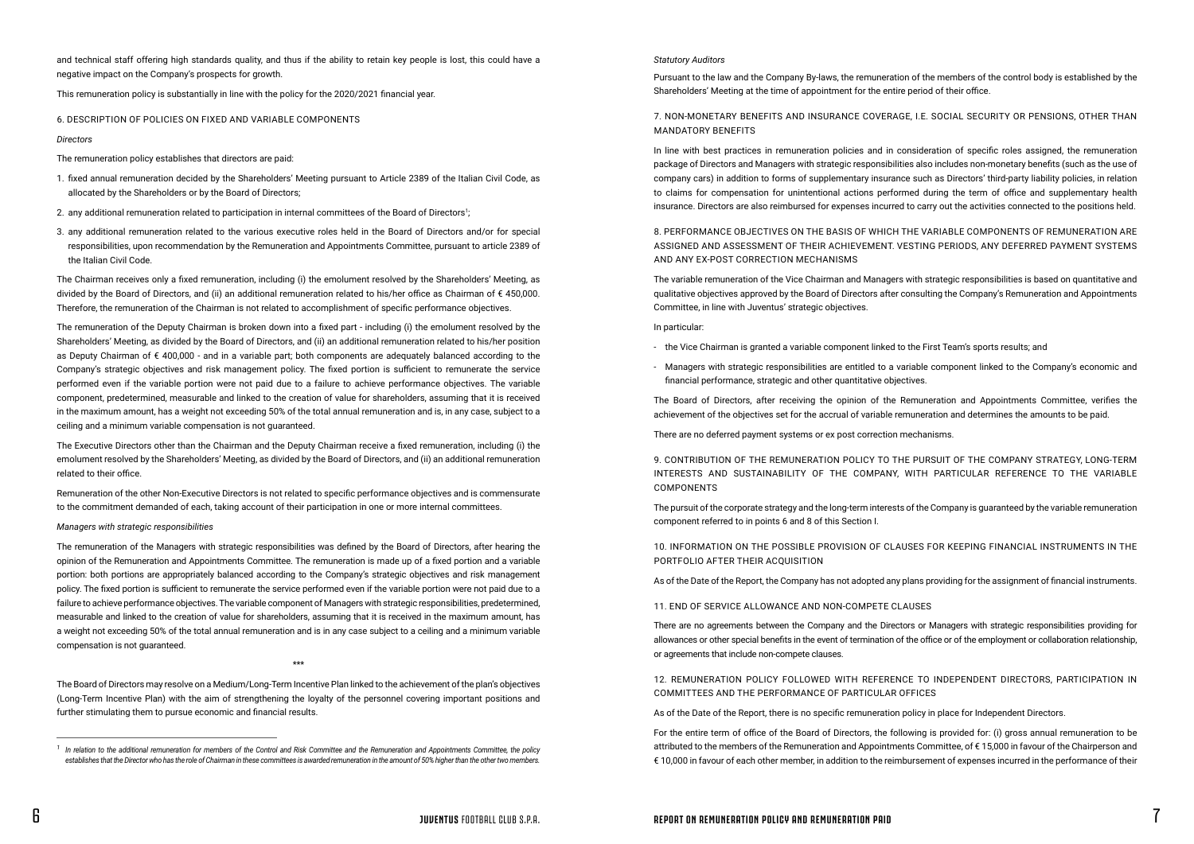and technical staff offering high standards quality, and thus if the ability to retain key people is lost, this could have a negative impact on the Company's prospects for growth.

This remuneration policy is substantially in line with the policy for the 2020/2021 financial year.

## 6. DESCRIPTION OF POLICIES ON FIXED AND VARIABLE COMPONENTS

*Directors*

The remuneration policy establishes that directors are paid:

1. fixed annual remuneration decided by the Shareholders' Meeting pursuant to Article 2389 of the Italian Civil Code, as allocated by the Shareholders or by the Board of Directors;
2. any additional remuneration related to participation in internal committees of the Board of Directors[1];
3. any additional remuneration related to the various executive roles held in the Board of Directors and/or for special responsibilities, upon recommendation by the Remuneration and Appointments Committee, pursuant to article 2389 of the Italian Civil Code.

The Chairman receives only a fixed remuneration, including (i) the emolument resolved by the Shareholders' Meeting, as divided by the Board of Directors, and (ii) an additional remuneration related to his/her office as Chairman of € 450,000. Therefore, the remuneration of the Chairman is not related to accomplishment of specific performance objectives.

The remuneration of the Deputy Chairman is broken down into a fixed part - including (i) the emolument resolved by the Shareholders' Meeting, as divided by the Board of Directors, and (ii) an additional remuneration related to his/her position as Deputy Chairman of € 400,000 - and in a variable part; both components are adequately balanced according to the Company's strategic objectives and risk management policy. The fixed portion is sufficient to remunerate the service performed even if the variable portion were not paid due to a failure to achieve performance objectives. The variable component, predetermined, measurable and linked to the creation of value for shareholders, assuming that it is received in the maximum amount, has a weight not exceeding 50% of the total annual remuneration and is, in any case, subject to a ceiling and a minimum variable compensation is not guaranteed.

The Executive Directors other than the Chairman and the Deputy Chairman receive a fixed remuneration, including (i) the emolument resolved by the Shareholders' Meeting, as divided by the Board of Directors, and (ii) an additional remuneration related to their office.

Remuneration of the other Non-Executive Directors is not related to specific performance objectives and is commensurate to the commitment demanded of each, taking account of their participation in one or more internal committees.

*Managers with strategic responsibilities*

The remuneration of the Managers with strategic responsibilities was defined by the Board of Directors, after hearing the opinion of the Remuneration and Appointments Committee. The remuneration is made up of a fixed portion and a variable portion: both portions are appropriately balanced according to the Company's strategic objectives and risk management policy. The fixed portion is sufficient to remunerate the service performed even if the variable portion were not paid due to a failure to achieve performance objectives. The variable component of Managers with strategic responsibilities, predetermined, measurable and linked to the creation of value for shareholders, assuming that it is received in the maximum amount, has a weight not exceeding 50% of the total annual remuneration and is in any case subject to a ceiling and a minimum variable compensation is not guaranteed.

\*\*\*

The Board of Directors may resolve on a Medium/Long-Term Incentive Plan linked to the achievement of the plan's objectives (Long-Term Incentive Plan) with the aim of strengthening the loyalty of the personnel covering important positions and further stimulating them to pursue economic and financial results.

[1] *In relation to the additional remuneration for members of the Control and Risk Committee and the Remuneration and Appointments Committee, the policy establishes that the Director who has the role of Chairman in these committees is awarded remuneration in the amount of 50% higher than the other two members.*

*Statutory Auditors*

Pursuant to the law and the Company By-laws, the remuneration of the members of the control body is established by the Shareholders' Meeting at the time of appointment for the entire period of their office.

## 7. NON-MONETARY BENEFITS AND INSURANCE COVERAGE, I.E. SOCIAL SECURITY OR PENSIONS, OTHER THAN MANDATORY BENEFITS

In line with best practices in remuneration policies and in consideration of specific roles assigned, the remuneration package of Directors and Managers with strategic responsibilities also includes non-monetary benefits (such as the use of company cars) in addition to forms of supplementary insurance such as Directors' third-party liability policies, in relation to claims for compensation for unintentional actions performed during the term of office and supplementary health insurance. Directors are also reimbursed for expenses incurred to carry out the activities connected to the positions held.

## 8. PERFORMANCE OBJECTIVES ON THE BASIS OF WHICH THE VARIABLE COMPONENTS OF REMUNERATION ARE ASSIGNED AND ASSESSMENT OF THEIR ACHIEVEMENT. VESTING PERIODS, ANY DEFERRED PAYMENT SYSTEMS AND ANY EX-POST CORRECTION MECHANISMS

The variable remuneration of the Vice Chairman and Managers with strategic responsibilities is based on quantitative and qualitative objectives approved by the Board of Directors after consulting the Company's Remuneration and Appointments Committee, in line with Juventus' strategic objectives.

In particular:

- the Vice Chairman is granted a variable component linked to the First Team's sports results; and
- Managers with strategic responsibilities are entitled to a variable component linked to the Company's economic and financial performance, strategic and other quantitative objectives.

The Board of Directors, after receiving the opinion of the Remuneration and Appointments Committee, verifies the achievement of the objectives set for the accrual of variable remuneration and determines the amounts to be paid.

There are no deferred payment systems or ex post correction mechanisms.

## 9. CONTRIBUTION OF THE REMUNERATION POLICY TO THE PURSUIT OF THE COMPANY STRATEGY, LONG-TERM INTERESTS AND SUSTAINABILITY OF THE COMPANY, WITH PARTICULAR REFERENCE TO THE VARIABLE COMPONENTS

The pursuit of the corporate strategy and the long-term interests of the Company is guaranteed by the variable remuneration component referred to in points 6 and 8 of this Section I.

## 10. INFORMATION ON THE POSSIBLE PROVISION OF CLAUSES FOR KEEPING FINANCIAL INSTRUMENTS IN THE PORTFOLIO AFTER THEIR ACQUISITION

As of the Date of the Report, the Company has not adopted any plans providing for the assignment of financial instruments.

## 11. END OF SERVICE ALLOWANCE AND NON-COMPETE CLAUSES

There are no agreements between the Company and the Directors or Managers with strategic responsibilities providing for allowances or other special benefits in the event of termination of the office or of the employment or collaboration relationship, or agreements that include non-compete clauses.

## 12. REMUNERATION POLICY FOLLOWED WITH REFERENCE TO INDEPENDENT DIRECTORS, PARTICIPATION IN COMMITTEES AND THE PERFORMANCE OF PARTICULAR OFFICES

As of the Date of the Report, there is no specific remuneration policy in place for Independent Directors.

For the entire term of office of the Board of Directors, the following is provided for: (i) gross annual remuneration to be attributed to the members of the Remuneration and Appointments Committee, of € 15,000 in favour of the Chairperson and € 10,000 in favour of each other member, in addition to the reimbursement of expenses incurred in the performance of their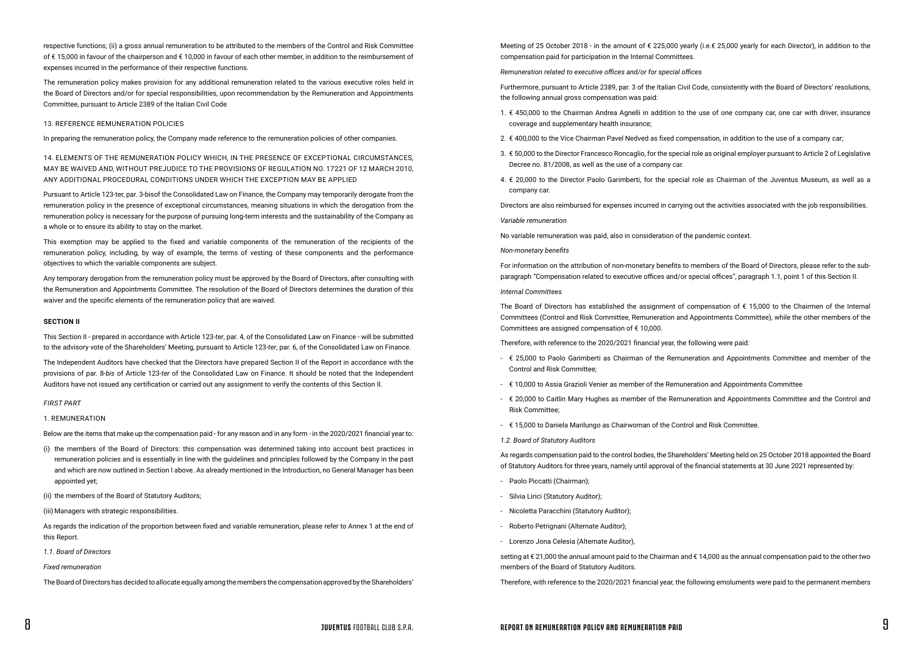respective functions; (ii) a gross annual remuneration to be attributed to the members of the Control and Risk Committee of € 15,000 in favour of the chairperson and € 10,000 in favour of each other member, in addition to the reimbursement of expenses incurred in the performance of their respective functions.

The remuneration policy makes provision for any additional remuneration related to the various executive roles held in the Board of Directors and/or for special responsibilities, upon recommendation by the Remuneration and Appointments Committee, pursuant to Article 2389 of the Italian Civil Code

## 13. REFERENCE REMUNERATION POLICIES

In preparing the remuneration policy, the Company made reference to the remuneration policies of other companies.

## 14. ELEMENTS OF THE REMUNERATION POLICY WHICH, IN THE PRESENCE OF EXCEPTIONAL CIRCUMSTANCES, MAY BE WAIVED AND, WITHOUT PREJUDICE TO THE PROVISIONS OF REGULATION NO. 17221 OF 12 MARCH 2010, ANY ADDITIONAL PROCEDURAL CONDITIONS UNDER WHICH THE EXCEPTION MAY BE APPLIED

Pursuant to Article 123-ter, par. 3-bisof the Consolidated Law on Finance, the Company may temporarily derogate from the remuneration policy in the presence of exceptional circumstances, meaning situations in which the derogation from the remuneration policy is necessary for the purpose of pursuing long-term interests and the sustainability of the Company as a whole or to ensure its ability to stay on the market.

This exemption may be applied to the fixed and variable components of the remuneration of the recipients of the remuneration policy, including, by way of example, the terms of vesting of these components and the performance objectives to which the variable components are subject.

Any temporary derogation from the remuneration policy must be approved by the Board of Directors, after consulting with the Remuneration and Appointments Committee. The resolution of the Board of Directors determines the duration of this waiver and the specific elements of the remuneration policy that are waived.

## SECTION II

This Section II - prepared in accordance with Article 123-*ter*, par. 4, of the Consolidated Law on Finance - will be submitted to the advisory vote of the Shareholders' Meeting, pursuant to Article 123-*ter*, par. 6, of the Consolidated Law on Finance.

The Independent Auditors have checked that the Directors have prepared Section II of the Report in accordance with the provisions of par. 8-*bis* of Article 123-*ter* of the Consolidated Law on Finance. It should be noted that the Independent Auditors have not issued any certification or carried out any assignment to verify the contents of this Section II.

*FIRST PART*

### 1. REMUNERATION

Below are the items that make up the compensation paid - for any reason and in any form - in the 2020/2021 financial year to:

(i) the members of the Board of Directors: this compensation was determined taking into account best practices in remuneration policies and is essentially in line with the guidelines and principles followed by the Company in the past and which are now outlined in Section I above. As already mentioned in the Introduction, no General Manager has been appointed yet;

(ii) the members of the Board of Statutory Auditors;

(iii) Managers with strategic responsibilities.

As regards the indication of the proportion between fixed and variable remuneration, please refer to Annex 1 at the end of this Report.

*1.1. Board of Directors*

*Fixed remuneration*

The Board of Directors has decided to allocate equally among the members the compensation approved by the Shareholders' Meeting of 25 October 2018 - in the amount of € 225,000 yearly (i.e.€ 25,000 yearly for each Director), in addition to the compensation paid for participation in the Internal Committees.

*Remuneration related to executive offices and/or for special offices*

Furthermore, pursuant to Article 2389, par. 3 of the Italian Civil Code, consistently with the Board of Directors' resolutions, the following annual gross compensation was paid:

1. € 450,000 to the Chairman Andrea Agnelli in addition to the use of one company car, one car with driver, insurance coverage and supplementary health insurance;
2. € 400,000 to the Vice Chairman Pavel Nedved as fixed compensation, in addition to the use of a company car;
3. € 50,000 to the Director Francesco Roncaglio, for the special role as original employer pursuant to Article 2 of Legislative Decree no. 81/2008, as well as the use of a company car.
4. € 20,000 to the Director Paolo Garimberti, for the special role as Chairman of the Juventus Museum, as well as a company car.

Directors are also reimbursed for expenses incurred in carrying out the activities associated with the job responsibilities.

*Variable remuneration*

No variable remuneration was paid, also in consideration of the pandemic context.

*Non-monetary benefits*

For information on the attribution of non-monetary benefits to members of the Board of Directors, please refer to the sub-paragraph "Compensation related to executive offices and/or special offices", paragraph 1.1, point 1 of this Section II.

*Internal Committees*

The Board of Directors has established the assignment of compensation of € 15,000 to the Chairmen of the Internal Committees (Control and Risk Committee, Remuneration and Appointments Committee), while the other members of the Committees are assigned compensation of € 10,000.

Therefore, with reference to the 2020/2021 financial year, the following were paid:

- € 25,000 to Paolo Garimberti as Chairman of the Remuneration and Appointments Committee and member of the Control and Risk Committee;
- € 10,000 to Assia Grazioli Venier as member of the Remuneration and Appointments Committee
- € 20,000 to Caitlin Mary Hughes as member of the Remuneration and Appointments Committee and the Control and Risk Committee;
- € 15,000 to Daniela Marilungo as Chairwoman of the Control and Risk Committee.

*1.2. Board of Statutory Auditors*

As regards compensation paid to the control bodies, the Shareholders' Meeting held on 25 October 2018 appointed the Board of Statutory Auditors for three years, namely until approval of the financial statements at 30 June 2021 represented by:

- Paolo Piccatti (Chairman);
- Silvia Lirici (Statutory Auditor);
- Nicoletta Paracchini (Statutory Auditor);
- Roberto Petrignani (Alternate Auditor);
- Lorenzo Jona Celesia (Alternate Auditor),

setting at € 21,000 the annual amount paid to the Chairman and € 14,000 as the annual compensation paid to the other two members of the Board of Statutory Auditors.

Therefore, with reference to the 2020/2021 financial year, the following emoluments were paid to the permanent members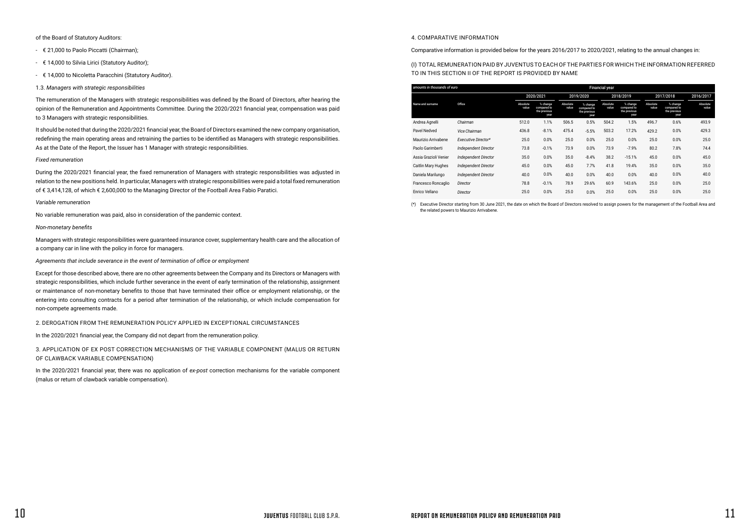of the Board of Statutory Auditors:

- € 21,000 to Paolo Piccatti (Chairman);
- € 14,000 to Silvia Lirici (Statutory Auditor);
- € 14,000 to Nicoletta Paracchini (Statutory Auditor).

1.3. *Managers with strategic responsibilities*

The remuneration of the Managers with strategic responsibilities was defined by the Board of Directors, after hearing the opinion of the Remuneration and Appointments Committee. During the 2020/2021 financial year, compensation was paid to 3 Managers with strategic responsibilities.

It should be noted that during the 2020/2021 financial year, the Board of Directors examined the new company organisation, redefining the main operating areas and retraining the parties to be identified as Managers with strategic responsibilities. As at the Date of the Report, the Issuer has 1 Manager with strategic responsibilities.

*Fixed remuneration*

During the 2020/2021 financial year, the fixed remuneration of Managers with strategic responsibilities was adjusted in relation to the new positions held. In particular, Managers with strategic responsibilities were paid a total fixed remuneration of € 3,414,128, of which € 2,600,000 to the Managing Director of the Football Area Fabio Paratici.

*Variable remuneration*

No variable remuneration was paid, also in consideration of the pandemic context.

*Non-monetary benefits*

Managers with strategic responsibilities were guaranteed insurance cover, supplementary health care and the allocation of a company car in line with the policy in force for managers.

*Agreements that include severance in the event of termination of office or employment*

Except for those described above, there are no other agreements between the Company and its Directors or Managers with strategic responsibilities, which include further severance in the event of early termination of the relationship, assignment or maintenance of non-monetary benefits to those that have terminated their office or employment relationship, or the entering into consulting contracts for a period after termination of the relationship, or which include compensation for non-compete agreements made.

2. DEROGATION FROM THE REMUNERATION POLICY APPLIED IN EXCEPTIONAL CIRCUMSTANCES

In the 2020/2021 financial year, the Company did not depart from the remuneration policy.

3. APPLICATION OF EX POST CORRECTION MECHANISMS OF THE VARIABLE COMPONENT (MALUS OR RETURN OF CLAWBACK VARIABLE COMPENSATION)

In the 2020/2021 financial year, there was no application of *ex-post* correction mechanisms for the variable component (malus or return of clawback variable compensation).

4. COMPARATIVE INFORMATION

Comparative information is provided below for the years 2016/2017 to 2020/2021, relating to the annual changes in:

(I) TOTAL REMUNERATION PAID BY JUVENTUS TO EACH OF THE PARTIES FOR WHICH THE INFORMATION REFERRED TO IN THIS SECTION II OF THE REPORT IS PROVIDED BY NAME

| *amounts in thousands of euro* | | Financial year | | | | | | | | |
|---|---|---|---|---|---|---|---|---|---|---|
| | | 2020/2021 | | 2019/2020 | | 2018/2019 | | 2017/2018 | | 2016/2017 |
| Name and surname | Office | Absolute value | % change compared to the previous year | Absolute value | % change compared to the previous year | Absolute value | % change compared to the previous year | Absolute value | % change compared to the previous year | Absolute value |
| Andrea Agnelli | *Chairman* | 512.0 | 1.1% | 506.5 | 0.5% | 504.2 | 1.5% | 496.7 | 0.6% | 493.9 |
| Pavel Nedved | *Vice Chairman* | 436.8 | -8.1% | 475.4 | -5.5% | 503.2 | 17.2% | 429.2 | 0.0% | 429.3 |
| Maurizio Arrivabene | *Executive Director\** | 25.0 | 0.0% | 25.0 | 0.0% | 25.0 | 0.0% | 25.0 | 0.0% | 25.0 |
| Paolo Garimberti | *Independent Director* | 73.8 | -0.1% | 73.9 | 0.0% | 73.9 | -7.9% | 80.2 | 7.8% | 74.4 |
| Assia Grazioli Venier | *Independent Director* | 35.0 | 0.0% | 35.0 | -8.4% | 38.2 | -15.1% | 45.0 | 0.0% | 45.0 |
| Caitlin Mary Hughes | *Independent Director* | 45.0 | 0.0% | 45.0 | 7.7% | 41.8 | 19.4% | 35.0 | 0.0% | 35.0 |
| Daniela Marilungo | *Independent Director* | 40.0 | 0.0% | 40.0 | 0.0% | 40.0 | 0.0% | 40.0 | 0.0% | 40.0 |
| Francesco Roncaglio | *Director* | 78.8 | -0.1% | 78.9 | 29.6% | 60.9 | 143.6% | 25.0 | 0.0% | 25.0 |
| Enrico Vellano | *Director* | 25.0 | 0.0% | 25.0 | 0.0% | 25.0 | 0.0% | 25.0 | 0.0% | 25.0 |

(\*) Executive Director starting from 30 June 2021, the date on which the Board of Directors resolved to assign powers for the management of the Football Area and the related powers to Maurizio Arrivabene.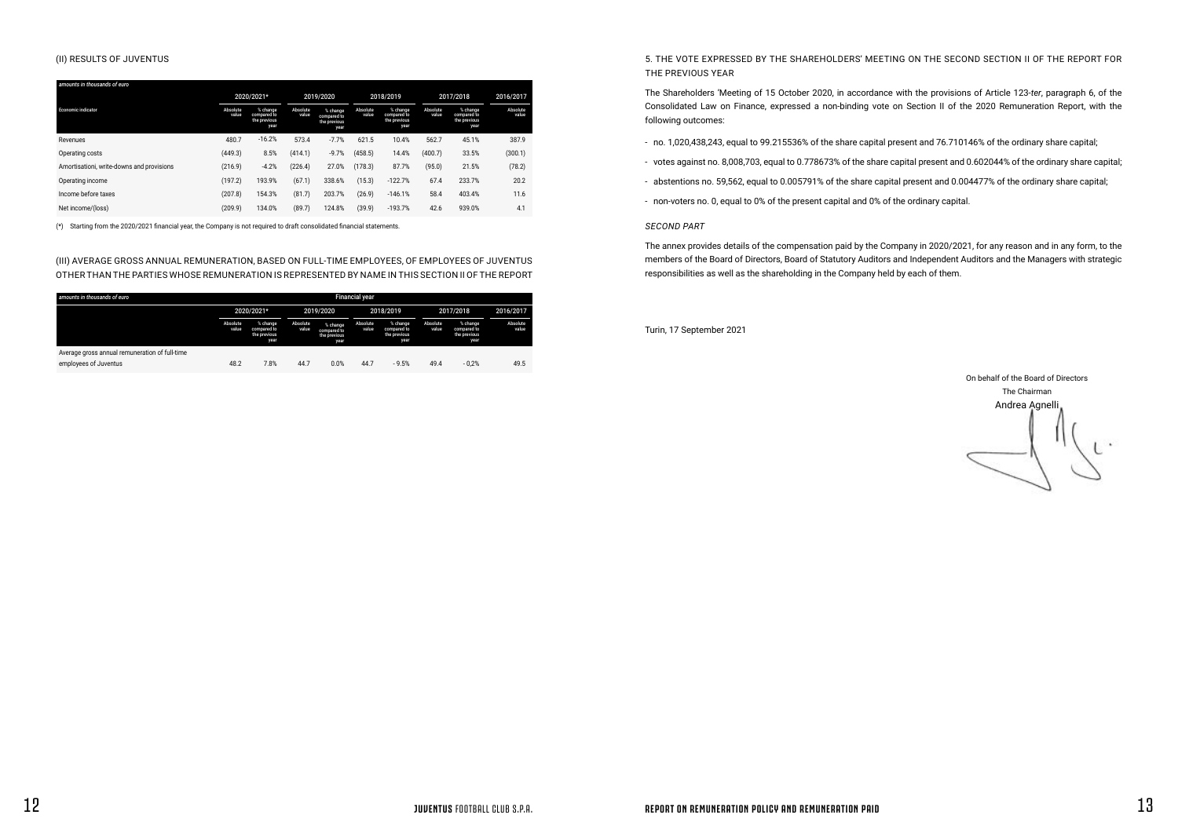(II) RESULTS OF JUVENTUS

| *amounts in thousands of euro* | 2020/2021* | | 2019/2020 | | 2018/2019 | | 2017/2018 | | 2016/2017 |
|---|---|---|---|---|---|---|---|---|---|
| Economic indicator | Absolute value | % change compared to the previous year | Absolute value | % change compared to the previous year | Absolute value | % change compared to the previous year | Absolute value | % change compared to the previous year | Absolute value |
| Revenues | 480.7 | -16.2% | 573.4 | -7.7% | 621.5 | 10.4% | 562.7 | 45.1% | 387.9 |
| Operating costs | (449.3) | 8.5% | (414.1) | -9.7% | (458.5) | 14.4% | (400.7) | 33.5% | (300.1) |
| Amortisationi, write-downs and provisions | (216.9) | -4.2% | (226.4) | 27.0% | (178.3) | 87.7% | (95.0) | 21.5% | (78.2) |
| Operating income | (197.2) | 193.9% | (67.1) | 338.6% | (15.3) | -122.7% | 67.4 | 233.7% | 20.2 |
| Income before taxes | (207.8) | 154.3% | (81.7) | 203.7% | (26.9) | -146.1% | 58.4 | 403.4% | 11.6 |
| Net income/(loss) | (209.9) | 134.0% | (89.7) | 124.8% | (39.9) | -193.7% | 42.6 | 939.0% | 4.1 |

(*) Starting from the 2020/2021 financial year, the Company is not required to draft consolidated financial statements.

(III) AVERAGE GROSS ANNUAL REMUNERATION, BASED ON FULL-TIME EMPLOYEES, OF EMPLOYEES OF JUVENTUS OTHER THAN THE PARTIES WHOSE REMUNERATION IS REPRESENTED BY NAME IN THIS SECTION II OF THE REPORT

| *amounts in thousands of euro* | Financial year | | | | | | | | |
|---|---|---|---|---|---|---|---|---|---|
| | 2020/2021* | | 2019/2020 | | 2018/2019 | | 2017/2018 | | 2016/2017 |
| | Absolute value | % change compared to the previous year | Absolute value | % change compared to the previous year | Absolute value | % change compared to the previous year | Absolute value | % change compared to the previous year | Absolute value |
| Average gross annual remuneration of full-time employees of Juventus | 48.2 | 7.8% | 44.7 | 0.0% | 44.7 | - 9.5% | 49.4 | - 0,2% | 49.5 |

5. THE VOTE EXPRESSED BY THE SHAREHOLDERS' MEETING ON THE SECOND SECTION II OF THE REPORT FOR THE PREVIOUS YEAR

The Shareholders 'Meeting of 15 October 2020, in accordance with the provisions of Article 123-*ter*, paragraph 6, of the Consolidated Law on Finance, expressed a non-binding vote on Section II of the 2020 Remuneration Report, with the following outcomes:

- no. 1,020,438,243, equal to 99.215536% of the share capital present and 76.710146% of the ordinary share capital;
- votes against no. 8,008,703, equal to 0.778673% of the share capital present and 0.602044% of the ordinary share capital;
- abstentions no. 59,562, equal to 0.005791% of the share capital present and 0.004477% of the ordinary share capital;
- non-voters no. 0, equal to 0% of the present capital and 0% of the ordinary capital.

*SECOND PART*

The annex provides details of the compensation paid by the Company in 2020/2021, for any reason and in any form, to the members of the Board of Directors, Board of Statutory Auditors and Independent Auditors and the Managers with strategic responsibilities as well as the shareholding in the Company held by each of them.

Turin, 17 September 2021

On behalf of the Board of Directors
The Chairman
Andrea Agnelli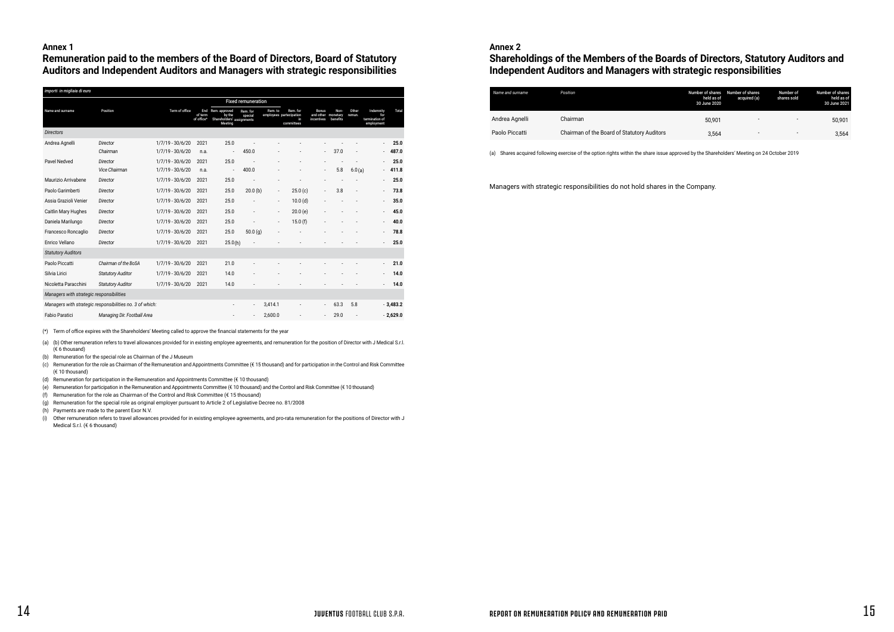## Annex 1

## Remuneration paid to the members of the Board of Directors, Board of Statutory Auditors and Independent Auditors and Managers with strategic responsibilities

*importi in migliaia di euro*

| Name and surname | Position | Term of office | End of term of office* | Fixed remuneration | | | | | | | | |
|---|---|---|---|---|---|---|---|---|---|---|---|---|
| | | | | Rem. approved by the Shareholders' Meeting | Rem. for special assignments | Rem. to employees | Rem. for participation in committees | Bonus and other incentives | Non-monetary benefits | Other remun. | Indemnity for termination of employment | Total |
| *Directors* | | | | | | | | | | | | |
| Andrea Agnelli | *Director* | 1/7/19 - 30/6/20 | 2021 | 25.0 | - | - | - | - | - | - | - | **25.0** |
| | *Chairman* | 1/7/19 - 30/6/20 | n.a. | - | 450.0 | - | - | - | 37.0 | - | - | **487.0** |
| Pavel Nedved | *Director* | 1/7/19 - 30/6/20 | 2021 | 25.0 | - | - | - | - | - | - | - | **25.0** |
| | *Vice Chairman* | 1/7/19 - 30/6/20 | n.a. | - | 400.0 | - | - | - | 5.8 | 6.0 (a) | - | **411.8** |
| Maurizio Arrivabene | *Director* | 1/7/19 - 30/6/20 | 2021 | 25.0 | - | - | - | - | - | - | - | **25.0** |
| Paolo Garimberti | *Director* | 1/7/19 - 30/6/20 | 2021 | 25.0 | 20.0 (b) | - | 25.0 (c) | - | 3.8 | - | - | **73.8** |
| Assia Grazioli Venier | *Director* | 1/7/19 - 30/6/20 | 2021 | 25.0 | - | - | 10.0 (d) | - | - | - | - | **35.0** |
| Caitlin Mary Hughes | *Director* | 1/7/19 - 30/6/20 | 2021 | 25.0 | - | - | 20.0 (e) | - | - | - | - | **45.0** |
| Daniela Marilungo | *Director* | 1/7/19 - 30/6/20 | 2021 | 25.0 | - | - | 15.0 (f) | - | - | - | - | **40.0** |
| Francesco Roncaglio | *Director* | 1/7/19 - 30/6/20 | 2021 | 25.0 | 50.0 (g) | - | - | - | - | - | - | **78.8** |
| Enrico Vellano | *Director* | 1/7/19 - 30/6/20 | 2021 | 25.0 (h) | - | - | - | - | - | - | - | **25.0** |
| *Statutory Auditors* | | | | | | | | | | | | |
| Paolo Piccatti | *Chairman of the BoSA* | 1/7/19 - 30/6/20 | 2021 | 21.0 | - | - | - | - | - | - | - | **21.0** |
| Silvia Lirici | *Statutory Auditor* | 1/7/19 - 30/6/20 | 2021 | 14.0 | - | - | - | - | - | - | - | **14.0** |
| Nicoletta Paracchini | *Statutory Auditor* | 1/7/19 - 30/6/20 | 2021 | 14.0 | - | - | - | - | - | - | - | **14.0** |
| *Managers with strategic responsibilities* | | | | | | | | | | | | |
| *Managers with strategic responsibilities no. 3 of which:* | | | | - | - | 3,414.1 | - | - | 63.3 | 5.8 | - | **3,483.2** |
| Fabio Paratici | *Managing Dir. Football Area* | | | - | - | 2,600.0 | - | - | 29.0 | - | - | **2,629.0** |

(*) Term of office expires with the Shareholders' Meeting called to approve the financial statements for the year

(a) (b) Other remuneration refers to travel allowances provided for in existing employee agreements, and remuneration for the position of Director with J Medical S.r.l. (€ 6 thousand)

(b) Remuneration for the special role as Chairman of the J Museum

(c) Remuneration for the role as Chairman of the Remuneration and Appointments Committee (€ 15 thousand) and for participation in the Control and Risk Committee (€ 10 thousand)

(d) Remuneration for participation in the Remuneration and Appointments Committee (€ 10 thousand)

(e) Remuneration for participation in the Remuneration and Appointments Committee (€ 10 thousand) and the Control and Risk Committee (€ 10 thousand)

(f) Remuneration for the role as Chairman of the Control and Risk Committee (€ 15 thousand)

(g) Remuneration for the special role as original employer pursuant to Article 2 of Legislative Decree no. 81/2008

(h) Payments are made to the parent Exor N.V.

(i) Other remuneration refers to travel allowances provided for in existing employee agreements, and pro-rata remuneration for the positions of Director with J Medical S.r.l. (€ 6 thousand)

## Annex 2

## Shareholdings of the Members of the Boards of Directors, Statutory Auditors and Independent Auditors and Managers with strategic responsibilities

| *Name and surname* | *Position* | Number of shares held as of 30 June 2020 | Number of shares acquired (a) | Number of shares sold | Number of shares held as of 30 June 2021 |
|---|---|---|---|---|---|
| Andrea Agnelli | Chairman | 50,901 | - | - | 50,901 |
| Paolo Piccatti | Chairman of the Board of Statutory Auditors | 3,564 | - | - | 3,564 |

(a) Shares acquired following exercise of the option rights within the share issue approved by the Shareholders' Meeting on 24 October 2019

Managers with strategic responsibilities do not hold shares in the Company.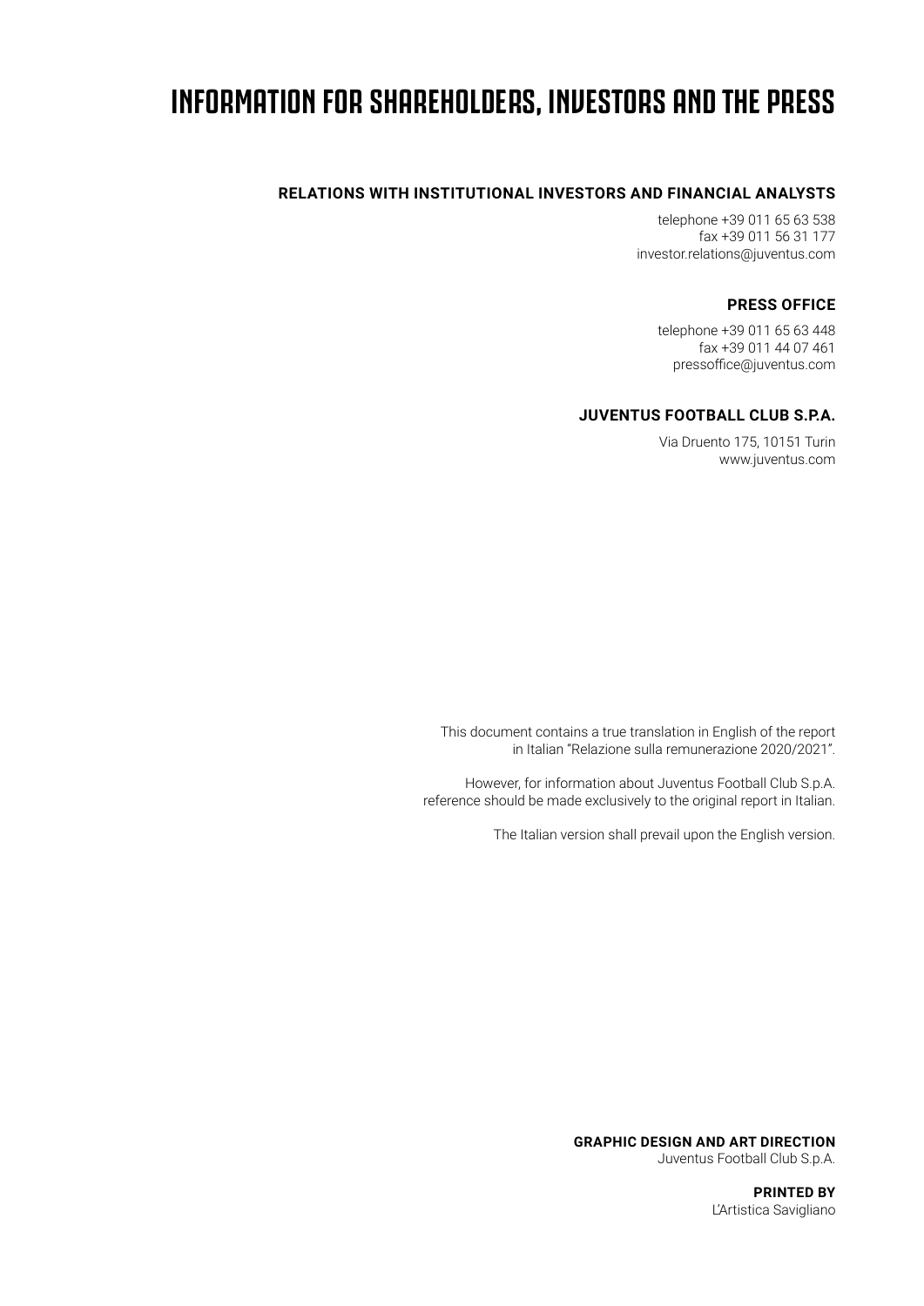# INFORMATION FOR SHAREHOLDERS, INVESTORS AND THE PRESS

**RELATIONS WITH INSTITUTIONAL INVESTORS AND FINANCIAL ANALYSTS**

telephone +39 011 65 63 538
fax +39 011 56 31 177
investor.relations@juventus.com

**PRESS OFFICE**

telephone +39 011 65 63 448
fax +39 011 44 07 461
pressoffice@juventus.com

**JUVENTUS FOOTBALL CLUB S.P.A.**

Via Druento 175, 10151 Turin
www.juventus.com

This document contains a true translation in English of the report in Italian "Relazione sulla remunerazione 2020/2021".

However, for information about Juventus Football Club S.p.A. reference should be made exclusively to the original report in Italian.

The Italian version shall prevail upon the English version.

**GRAPHIC DESIGN AND ART DIRECTION**
Juventus Football Club S.p.A.

**PRINTED BY**
L'Artistica Savigliano